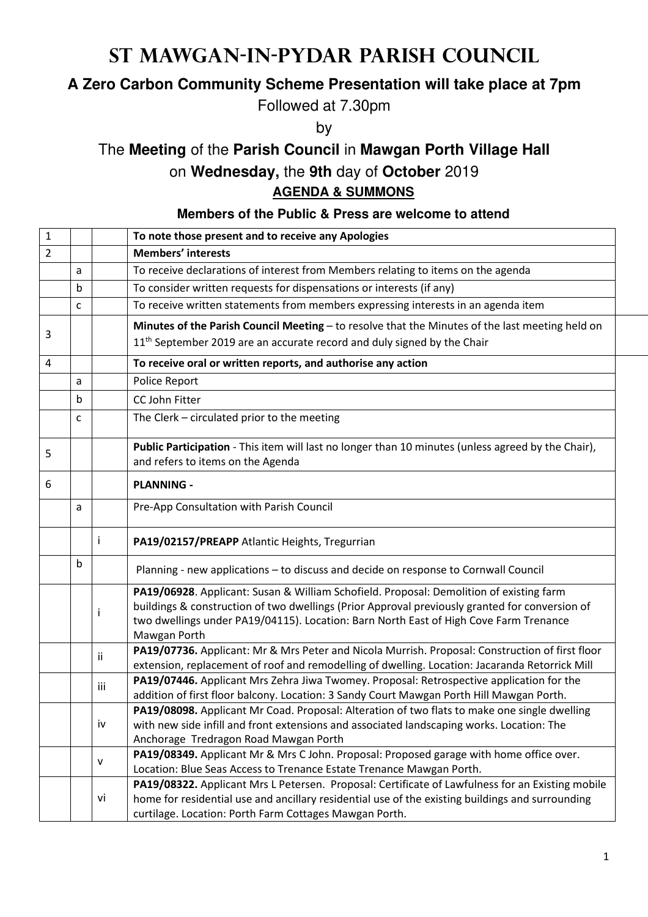# St Mawgan-in-Pydar Parish Council

**A Zero Carbon Community Scheme Presentation will take place at 7pm**

Followed at 7.30pm

by

The **Meeting** of the **Parish Council** in **Mawgan Porth Village Hall**

on **Wednesday,** the **9th** day of **October** 2019

**AGENDA & SUMMONS**

**Members of the Public & Press are welcome to attend**

| | | | |
|---|---|---|---|
| 1 | | | **To note those present and to receive any Apologies** |
| 2 | | | **Members' interests** |
| | a | | To receive declarations of interest from Members relating to items on the agenda |
| | b | | To consider written requests for dispensations or interests (if any) |
| | c | | To receive written statements from members expressing interests in an agenda item |
| 3 | | | **Minutes of the Parish Council Meeting** – to resolve that the Minutes of the last meeting held on 11th September 2019 are an accurate record and duly signed by the Chair |
| 4 | | | **To receive oral or written reports, and authorise any action** |
| | a | | Police Report |
| | b | | CC John Fitter |
| | c | | The Clerk – circulated prior to the meeting |
| 5 | | | **Public Participation** - This item will last no longer than 10 minutes (unless agreed by the Chair), and refers to items on the Agenda |
| 6 | | | **PLANNING -** |
| | a | | Pre-App Consultation with Parish Council |
| | | i | **PA19/02157/PREAPP** Atlantic Heights, Tregurrian |
| | b | | Planning - new applications – to discuss and decide on response to Cornwall Council |
| | | i | **PA19/06928**. Applicant: Susan & William Schofield. Proposal: Demolition of existing farm buildings & construction of two dwellings (Prior Approval previously granted for conversion of two dwellings under PA19/04115). Location: Barn North East of High Cove Farm Trenance Mawgan Porth |
| | | ii | **PA19/07736.** Applicant: Mr & Mrs Peter and Nicola Murrish. Proposal: Construction of first floor extension, replacement of roof and remodelling of dwelling. Location: Jacaranda Retorrick Mill |
| | | iii | **PA19/07446.** Applicant Mrs Zehra Jiwa Twomey. Proposal: Retrospective application for the addition of first floor balcony. Location: 3 Sandy Court Mawgan Porth Hill Mawgan Porth. |
| | | iv | **PA19/08098.** Applicant Mr Coad. Proposal: Alteration of two flats to make one single dwelling with new side infill and front extensions and associated landscaping works. Location: The Anchorage Tredragon Road Mawgan Porth |
| | | v | **PA19/08349.** Applicant Mr & Mrs C John. Proposal: Proposed garage with home office over. Location: Blue Seas Access to Trenance Estate Trenance Mawgan Porth. |
| | | vi | **PA19/08322.** Applicant Mrs L Petersen. Proposal: Certificate of Lawfulness for an Existing mobile home for residential use and ancillary residential use of the existing buildings and surrounding curtilage. Location: Porth Farm Cottages Mawgan Porth. |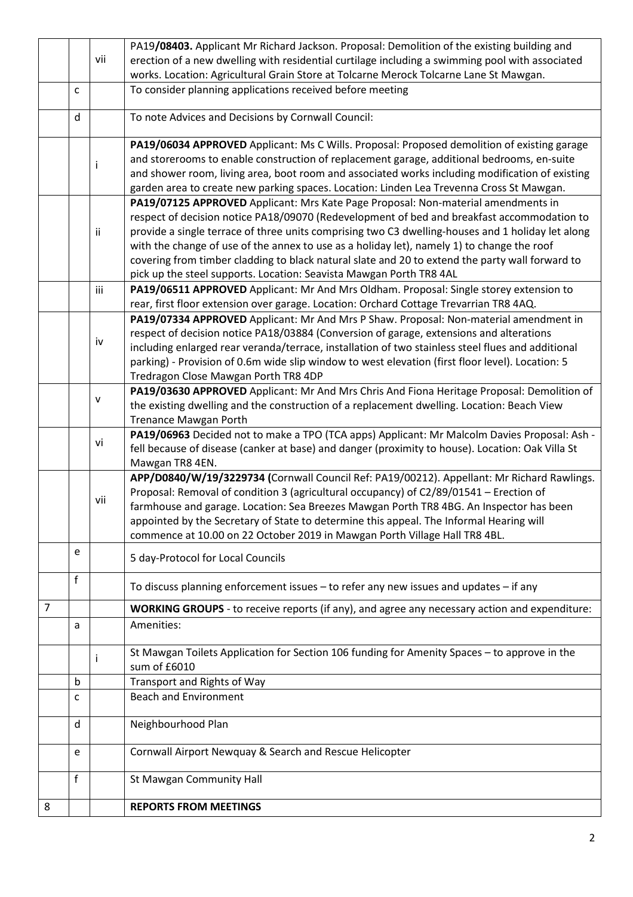|  |  |  |  |
|---|---|---|---|
|  |  | vii | PA19**/08403.** Applicant Mr Richard Jackson. Proposal: Demolition of the existing building and erection of a new dwelling with residential curtilage including a swimming pool with associated works. Location: Agricultural Grain Store at Tolcarne Merock Tolcarne Lane St Mawgan. |
|  | c |  | To consider planning applications received before meeting |
|  | d |  | To note Advices and Decisions by Cornwall Council: |
|  |  | i | **PA19/06034 APPROVED** Applicant: Ms C Wills. Proposal: Proposed demolition of existing garage and storerooms to enable construction of replacement garage, additional bedrooms, en-suite and shower room, living area, boot room and associated works including modification of existing garden area to create new parking spaces. Location: Linden Lea Trevenna Cross St Mawgan. |
|  |  | ii | **PA19/07125 APPROVED** Applicant: Mrs Kate Page Proposal: Non-material amendments in respect of decision notice PA18/09070 (Redevelopment of bed and breakfast accommodation to provide a single terrace of three units comprising two C3 dwelling-houses and 1 holiday let along with the change of use of the annex to use as a holiday let), namely 1) to change the roof covering from timber cladding to black natural slate and 20 to extend the party wall forward to pick up the steel supports. Location: Seavista Mawgan Porth TR8 4AL |
|  |  | iii | **PA19/06511 APPROVED** Applicant: Mr And Mrs Oldham. Proposal: Single storey extension to rear, first floor extension over garage. Location: Orchard Cottage Trevarrian TR8 4AQ. |
|  |  | iv | **PA19/07334 APPROVED** Applicant: Mr And Mrs P Shaw. Proposal: Non-material amendment in respect of decision notice PA18/03884 (Conversion of garage, extensions and alterations including enlarged rear veranda/terrace, installation of two stainless steel flues and additional parking) - Provision of 0.6m wide slip window to west elevation (first floor level). Location: 5 Tredragon Close Mawgan Porth TR8 4DP |
|  |  | v | **PA19/03630 APPROVED** Applicant: Mr And Mrs Chris And Fiona Heritage Proposal: Demolition of the existing dwelling and the construction of a replacement dwelling. Location: Beach View Trenance Mawgan Porth |
|  |  | vi | **PA19/06963** Decided not to make a TPO (TCA apps) Applicant: Mr Malcolm Davies Proposal: Ash - fell because of disease (canker at base) and danger (proximity to house). Location: Oak Villa St Mawgan TR8 4EN. |
|  |  | vii | **APP/D0840/W/19/3229734 (**Cornwall Council Ref: PA19/00212). Appellant: Mr Richard Rawlings. Proposal: Removal of condition 3 (agricultural occupancy) of C2/89/01541 – Erection of farmhouse and garage. Location: Sea Breezes Mawgan Porth TR8 4BG. An Inspector has been appointed by the Secretary of State to determine this appeal. The Informal Hearing will commence at 10.00 on 22 October 2019 in Mawgan Porth Village Hall TR8 4BL. |
|  | e |  | 5 day-Protocol for Local Councils |
|  | f |  | To discuss planning enforcement issues – to refer any new issues and updates – if any |
| 7 |  |  | **WORKING GROUPS** - to receive reports (if any), and agree any necessary action and expenditure: |
|  | a |  | Amenities: |
|  |  | i | St Mawgan Toilets Application for Section 106 funding for Amenity Spaces – to approve in the sum of £6010 |
|  | b |  | Transport and Rights of Way |
|  | c |  | Beach and Environment |
|  | d |  | Neighbourhood Plan |
|  | e |  | Cornwall Airport Newquay & Search and Rescue Helicopter |
|  | f |  | St Mawgan Community Hall |
| 8 |  |  | **REPORTS FROM MEETINGS** |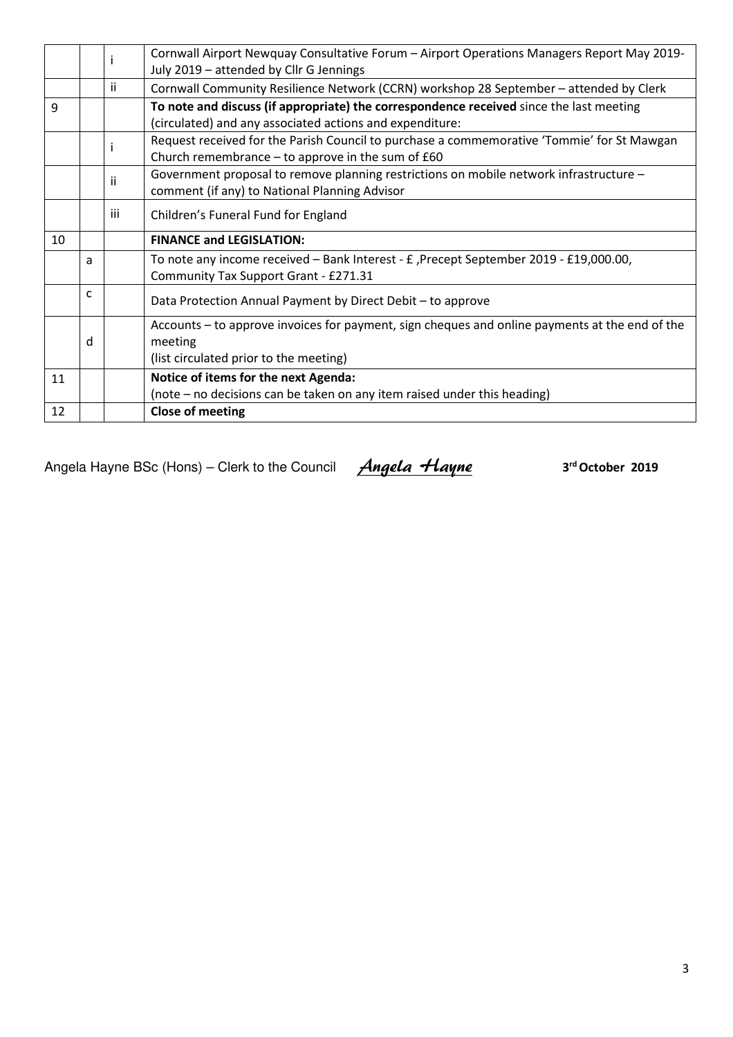| | | | |
|---|---|---|---|
| | | i | Cornwall Airport Newquay Consultative Forum – Airport Operations Managers Report May 2019-July 2019 – attended by Cllr G Jennings |
| | | ii | Cornwall Community Resilience Network (CCRN) workshop 28 September – attended by Clerk |
| 9 | | | **To note and discuss (if appropriate) the correspondence received** since the last meeting (circulated) and any associated actions and expenditure: |
| | | i | Request received for the Parish Council to purchase a commemorative 'Tommie' for St Mawgan Church remembrance – to approve in the sum of £60 |
| | | ii | Government proposal to remove planning restrictions on mobile network infrastructure – comment (if any) to National Planning Advisor |
| | | iii | Children's Funeral Fund for England |
| 10 | | | **FINANCE and LEGISLATION:** |
| | a | | To note any income received – Bank Interest - £ ,Precept September 2019 - £19,000.00, Community Tax Support Grant - £271.31 |
| | c | | Data Protection Annual Payment by Direct Debit – to approve |
| | d | | Accounts – to approve invoices for payment, sign cheques and online payments at the end of the meeting<br>(list circulated prior to the meeting) |
| 11 | | | **Notice of items for the next Agenda:**<br>(note – no decisions can be taken on any item raised under this heading) |
| 12 | | | **Close of meeting** |

Angela Hayne BSc (Hons) – Clerk to the Council *Angela Hayne* **3rd October 2019**